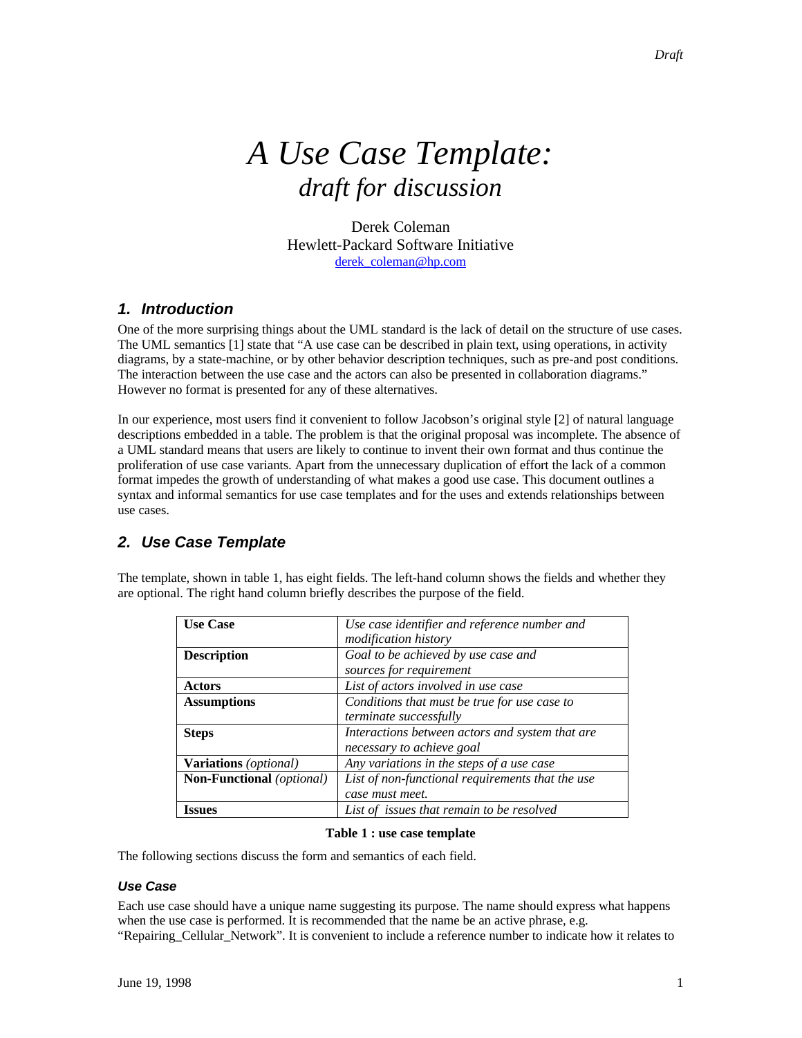# *A Use Case Template:*
## *draft for discussion*

Derek Coleman
Hewlett-Packard Software Initiative
derek_coleman@hp.com

## *1. Introduction*

One of the more surprising things about the UML standard is the lack of detail on the structure of use cases. The UML semantics [1] state that "A use case can be described in plain text, using operations, in activity diagrams, by a state-machine, or by other behavior description techniques, such as pre-and post conditions. The interaction between the use case and the actors can also be presented in collaboration diagrams." However no format is presented for any of these alternatives.

In our experience, most users find it convenient to follow Jacobson's original style [2] of natural language descriptions embedded in a table. The problem is that the original proposal was incomplete. The absence of a UML standard means that users are likely to continue to invent their own format and thus continue the proliferation of use case variants. Apart from the unnecessary duplication of effort the lack of a common format impedes the growth of understanding of what makes a good use case. This document outlines a syntax and informal semantics for use case templates and for the uses and extends relationships between use cases.

## *2. Use Case Template*

The template, shown in table 1, has eight fields. The left-hand column shows the fields and whether they are optional. The right hand column briefly describes the purpose of the field.

| | |
|---|---|
| **Use Case** | *Use case identifier and reference number and modification history* |
| **Description** | *Goal to be achieved by use case and sources for requirement* |
| **Actors** | *List of actors involved in use case* |
| **Assumptions** | *Conditions that must be true for use case to terminate successfully* |
| **Steps** | *Interactions between actors and system that are necessary to achieve goal* |
| **Variations** *(optional)* | *Any variations in the steps of a use case* |
| **Non-Functional** *(optional)* | *List of non-functional requirements that the use case must meet.* |
| **Issues** | *List of issues that remain to be resolved* |

**Table 1 : use case template**

The following sections discuss the form and semantics of each field.

### *Use Case*

Each use case should have a unique name suggesting its purpose. The name should express what happens when the use case is performed. It is recommended that the name be an active phrase, e.g. "Repairing_Cellular_Network". It is convenient to include a reference number to indicate how it relates to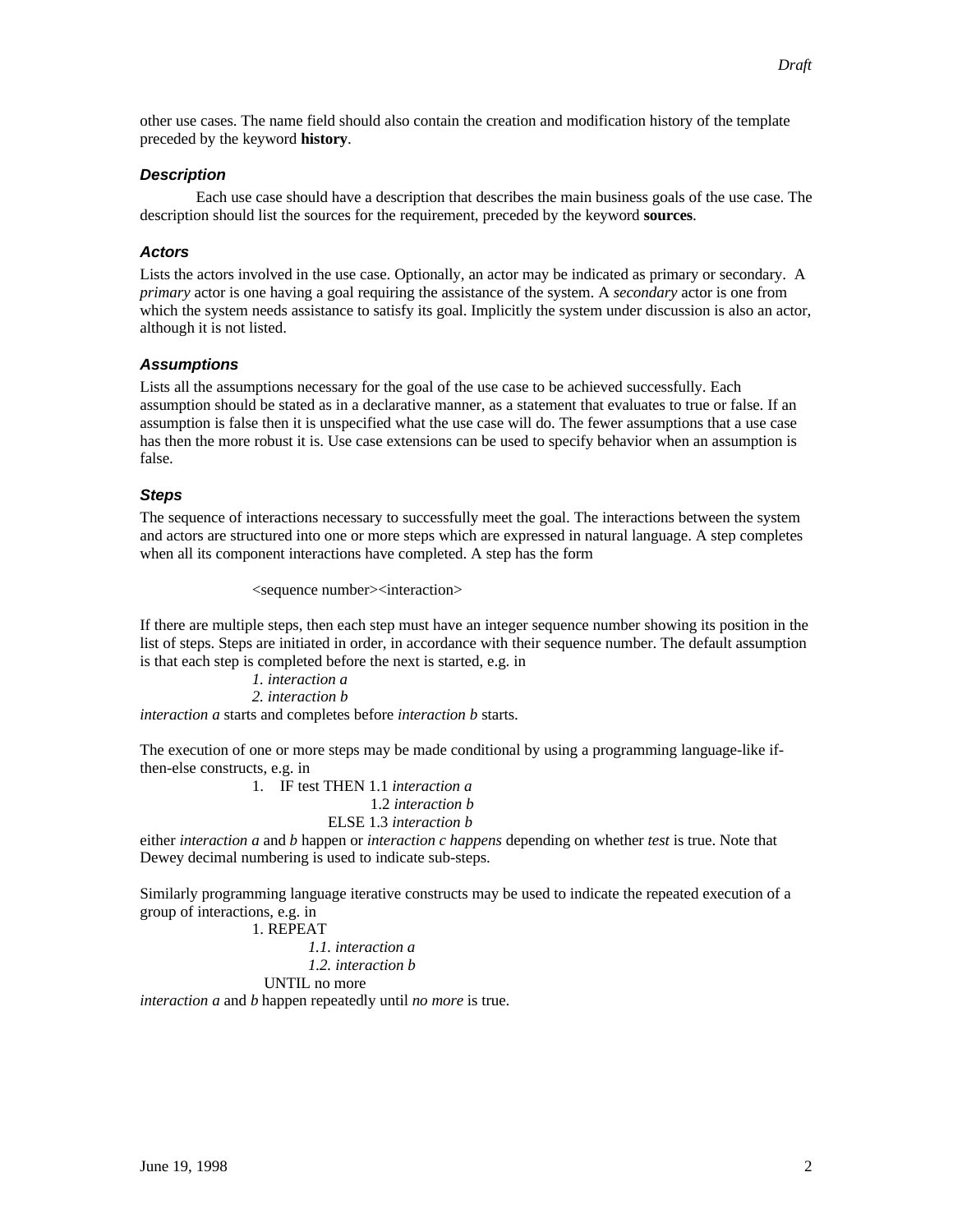other use cases. The name field should also contain the creation and modification history of the template preceded by the keyword **history**.

### *Description*

Each use case should have a description that describes the main business goals of the use case. The description should list the sources for the requirement, preceded by the keyword **sources**.

### *Actors*

Lists the actors involved in the use case. Optionally, an actor may be indicated as primary or secondary. A *primary* actor is one having a goal requiring the assistance of the system. A *secondary* actor is one from which the system needs assistance to satisfy its goal. Implicitly the system under discussion is also an actor, although it is not listed.

### *Assumptions*

Lists all the assumptions necessary for the goal of the use case to be achieved successfully. Each assumption should be stated as in a declarative manner, as a statement that evaluates to true or false. If an assumption is false then it is unspecified what the use case will do. The fewer assumptions that a use case has then the more robust it is. Use case extensions can be used to specify behavior when an assumption is false.

### *Steps*

The sequence of interactions necessary to successfully meet the goal. The interactions between the system and actors are structured into one or more steps which are expressed in natural language. A step completes when all its component interactions have completed. A step has the form

```
<sequence number><interaction>
```

If there are multiple steps, then each step must have an integer sequence number showing its position in the list of steps. Steps are initiated in order, in accordance with their sequence number. The default assumption is that each step is completed before the next is started, e.g. in

```
1. interaction a
2. interaction b
```

*interaction a* starts and completes before *interaction b* starts.

The execution of one or more steps may be made conditional by using a programming language-like if-then-else constructs, e.g. in

```
1.   IF test THEN 1.1 interaction a
                  1.2 interaction b
             ELSE 1.3 interaction b
```

either *interaction a* and *b* happen or *interaction c happens* depending on whether *test* is true. Note that Dewey decimal numbering is used to indicate sub-steps.

Similarly programming language iterative constructs may be used to indicate the repeated execution of a group of interactions, e.g. in

```
1. REPEAT
       1.1. interaction a
       1.2. interaction b
   UNTIL no more
```

*interaction a* and *b* happen repeatedly until *no more* is true.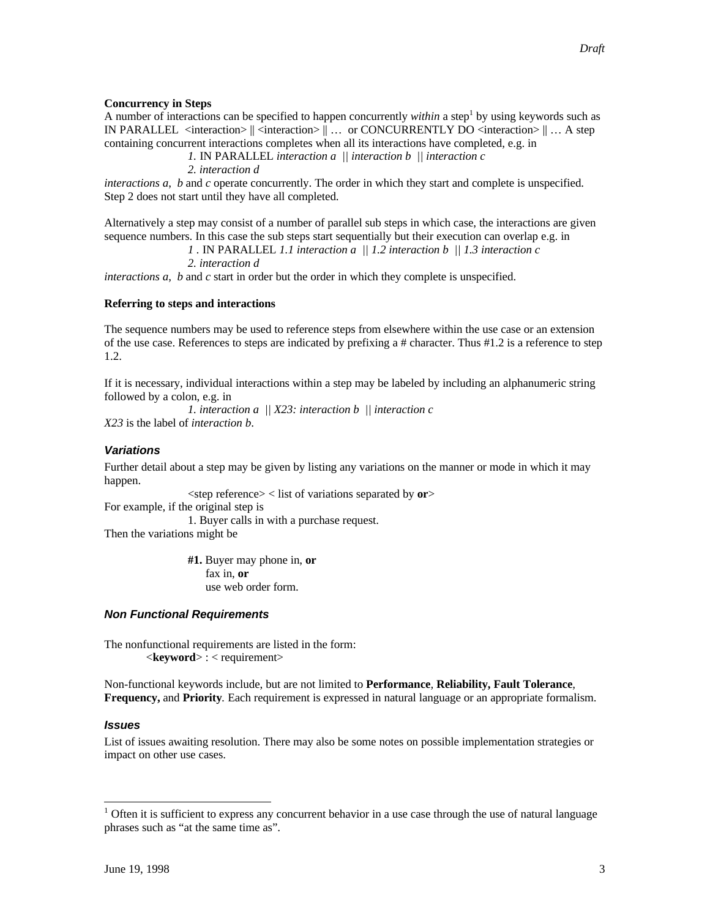**Concurrency in Steps**

A number of interactions can be specified to happen concurrently *within* a step[1] by using keywords such as IN PARALLEL <interaction> || <interaction> || … or CONCURRENTLY DO <interaction> || … A step containing concurrent interactions completes when all its interactions have completed, e.g. in

> *1.* IN PARALLEL *interaction a || interaction b || interaction c*
> *2. interaction d*

*interactions a*, *b* and *c* operate concurrently. The order in which they start and complete is unspecified. Step 2 does not start until they have all completed.

Alternatively a step may consist of a number of parallel sub steps in which case, the interactions are given sequence numbers. In this case the sub steps start sequentially but their execution can overlap e.g. in

> *1* . IN PARALLEL *1.1 interaction a || 1.2 interaction b || 1.3 interaction c*
> *2. interaction d*

*interactions a*, *b* and *c* start in order but the order in which they complete is unspecified.

**Referring to steps and interactions**

The sequence numbers may be used to reference steps from elsewhere within the use case or an extension of the use case. References to steps are indicated by prefixing a # character. Thus #1.2 is a reference to step 1.2.

If it is necessary, individual interactions within a step may be labeled by including an alphanumeric string followed by a colon, e.g. in

> *1. interaction a || X23: interaction b || interaction c*

*X23* is the label of *interaction b*.

### *Variations*

Further detail about a step may be given by listing any variations on the manner or mode in which it may happen.

> <step reference> < list of variations separated by **or**>

For example, if the original step is

> 1. Buyer calls in with a purchase request.

Then the variations might be

> **#1.** Buyer may phone in, **or**
> fax in, **or**
> use web order form.

### *Non Functional Requirements*

The nonfunctional requirements are listed in the form:

> <**keyword**> : < requirement>

Non-functional keywords include, but are not limited to **Performance**, **Reliability, Fault Tolerance**, **Frequency,** and **Priority**. Each requirement is expressed in natural language or an appropriate formalism.

### *Issues*

List of issues awaiting resolution. There may also be some notes on possible implementation strategies or impact on other use cases.

---

[1] Often it is sufficient to express any concurrent behavior in a use case through the use of natural language phrases such as "at the same time as".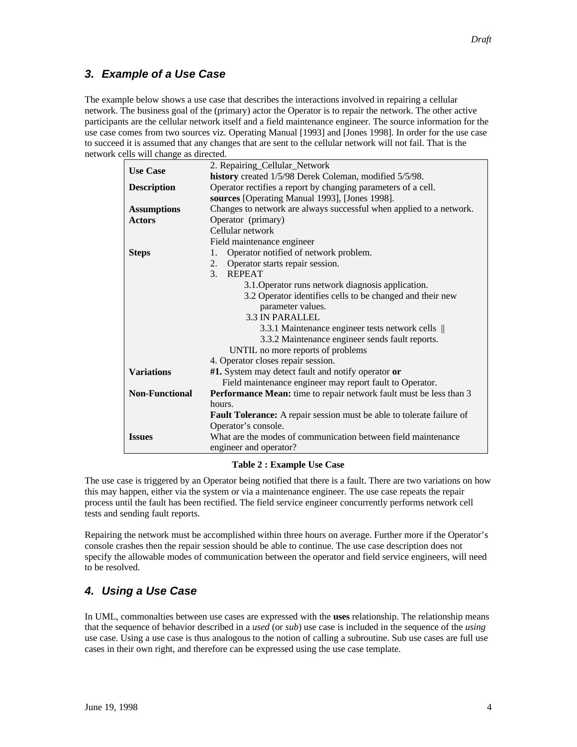## 3. Example of a Use Case

The example below shows a use case that describes the interactions involved in repairing a cellular network. The business goal of the (primary) actor the Operator is to repair the network. The other active participants are the cellular network itself and a field maintenance engineer. The source information for the use case comes from two sources viz. Operating Manual [1993] and [Jones 1998]. In order for the use case to succeed it is assumed that any changes that are sent to the cellular network will not fail. That is the network cells will change as directed.

| | |
|---|---|
| **Use Case** | 2. Repairing_Cellular_Network<br>**history** created 1/5/98 Derek Coleman, modified 5/5/98. |
| **Description** | Operator rectifies a report by changing parameters of a cell.<br>**sources** [Operating Manual 1993], [Jones 1998]. |
| **Assumptions** | Changes to network are always successful when applied to a network. |
| **Actors** | Operator (primary)<br>Cellular network<br>Field maintenance engineer |
| **Steps** | 1. Operator notified of network problem.<br>2. Operator starts repair session.<br>3. REPEAT<br>3.1.Operator runs network diagnosis application.<br>3.2 Operator identifies cells to be changed and their new parameter values.<br>3.3 IN PARALLEL<br>3.3.1 Maintenance engineer tests network cells \|\|<br>3.3.2 Maintenance engineer sends fault reports.<br>UNTIL no more reports of problems<br>4. Operator closes repair session. |
| **Variations** | **#1.** System may detect fault and notify operator **or**<br>Field maintenance engineer may report fault to Operator. |
| **Non-Functional** | **Performance Mean:** time to repair network fault must be less than 3 hours.<br>**Fault Tolerance:** A repair session must be able to tolerate failure of Operator's console. |
| **Issues** | What are the modes of communication between field maintenance engineer and operator? |

**Table 2 : Example Use Case**

The use case is triggered by an Operator being notified that there is a fault. There are two variations on how this may happen, either via the system or via a maintenance engineer. The use case repeats the repair process until the fault has been rectified. The field service engineer concurrently performs network cell tests and sending fault reports.

Repairing the network must be accomplished within three hours on average. Further more if the Operator's console crashes then the repair session should be able to continue. The use case description does not specify the allowable modes of communication between the operator and field service engineers, will need to be resolved.

## 4. Using a Use Case

In UML, commonalties between use cases are expressed with the **uses** relationship. The relationship means that the sequence of behavior described in a *used* (or *sub*) use case is included in the sequence of the *using* use case. Using a use case is thus analogous to the notion of calling a subroutine. Sub use cases are full use cases in their own right, and therefore can be expressed using the use case template.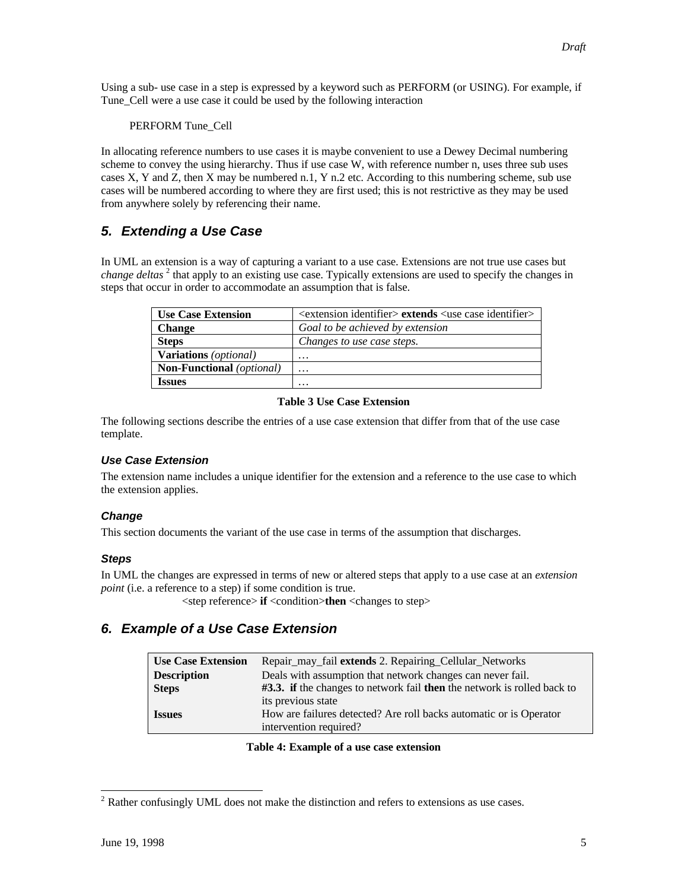Using a sub- use case in a step is expressed by a keyword such as PERFORM (or USING). For example, if Tune_Cell were a use case it could be used by the following interaction

PERFORM Tune_Cell

In allocating reference numbers to use cases it is maybe convenient to use a Dewey Decimal numbering scheme to convey the using hierarchy. Thus if use case W, with reference number n, uses three sub uses cases X, Y and Z, then X may be numbered n.1, Y n.2 etc. According to this numbering scheme, sub use cases will be numbered according to where they are first used; this is not restrictive as they may be used from anywhere solely by referencing their name.

## 5. Extending a Use Case

In UML an extension is a way of capturing a variant to a use case. Extensions are not true use cases but *change deltas* [2] that apply to an existing use case. Typically extensions are used to specify the changes in steps that occur in order to accommodate an assumption that is false.

| **Use Case Extension** | <extension identifier> **extends** <use case identifier> |
|---|---|
| **Change** | *Goal to be achieved by extension* |
| **Steps** | *Changes to use case steps.* |
| **Variations** *(optional)* | … |
| **Non-Functional** *(optional)* | … |
| **Issues** | … |

**Table 3 Use Case Extension**

The following sections describe the entries of a use case extension that differ from that of the use case template.

### Use Case Extension

The extension name includes a unique identifier for the extension and a reference to the use case to which the extension applies.

### Change

This section documents the variant of the use case in terms of the assumption that discharges.

### Steps

In UML the changes are expressed in terms of new or altered steps that apply to a use case at an *extension point* (i.e. a reference to a step) if some condition is true.

<step reference> **if** <condition>**then** <changes to step>

## 6. Example of a Use Case Extension

| **Use Case Extension** | Repair_may_fail **extends** 2. Repairing_Cellular_Networks |
|---|---|
| **Description** | Deals with assumption that network changes can never fail. |
| **Steps** | **#3.3. if** the changes to network fail **then** the network is rolled back to its previous state |
| **Issues** | How are failures detected? Are roll backs automatic or is Operator intervention required? |

**Table 4: Example of a use case extension**

[2] Rather confusingly UML does not make the distinction and refers to extensions as use cases.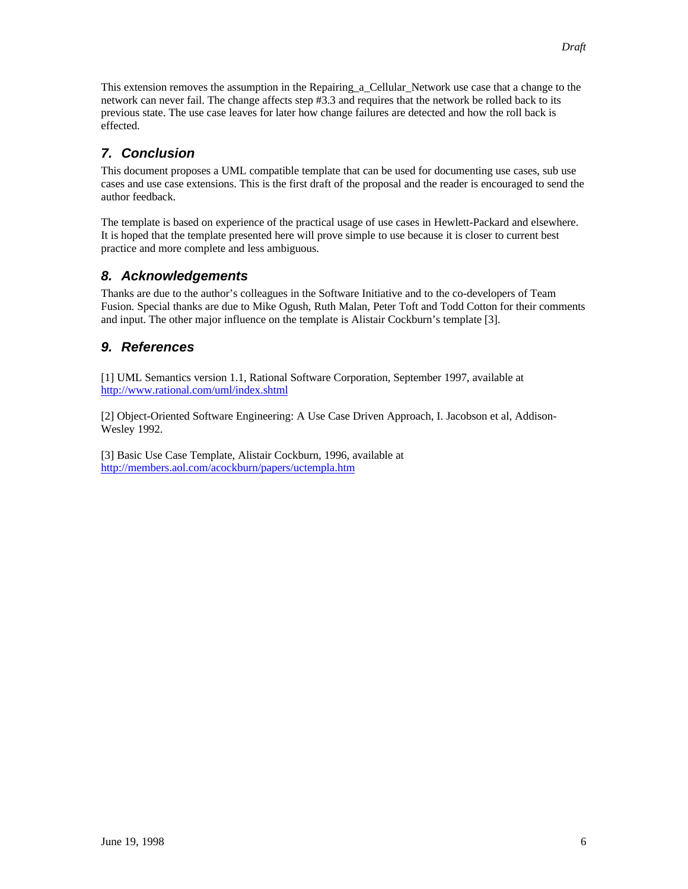This extension removes the assumption in the Repairing_a_Cellular_Network use case that a change to the network can never fail. The change affects step #3.3 and requires that the network be rolled back to its previous state. The use case leaves for later how change failures are detected and how the roll back is effected.

## 7. Conclusion

This document proposes a UML compatible template that can be used for documenting use cases, sub use cases and use case extensions. This is the first draft of the proposal and the reader is encouraged to send the author feedback.

The template is based on experience of the practical usage of use cases in Hewlett-Packard and elsewhere. It is hoped that the template presented here will prove simple to use because it is closer to current best practice and more complete and less ambiguous.

## 8. Acknowledgements

Thanks are due to the author's colleagues in the Software Initiative and to the co-developers of Team Fusion. Special thanks are due to Mike Ogush, Ruth Malan, Peter Toft and Todd Cotton for their comments and input. The other major influence on the template is Alistair Cockburn's template [3].

## 9. References

[1] UML Semantics version 1.1, Rational Software Corporation, September 1997, available at http://www.rational.com/uml/index.shtml

[2] Object-Oriented Software Engineering: A Use Case Driven Approach, I. Jacobson et al, Addison-Wesley 1992.

[3] Basic Use Case Template, Alistair Cockburn, 1996, available at http://members.aol.com/acockburn/papers/uctempla.htm